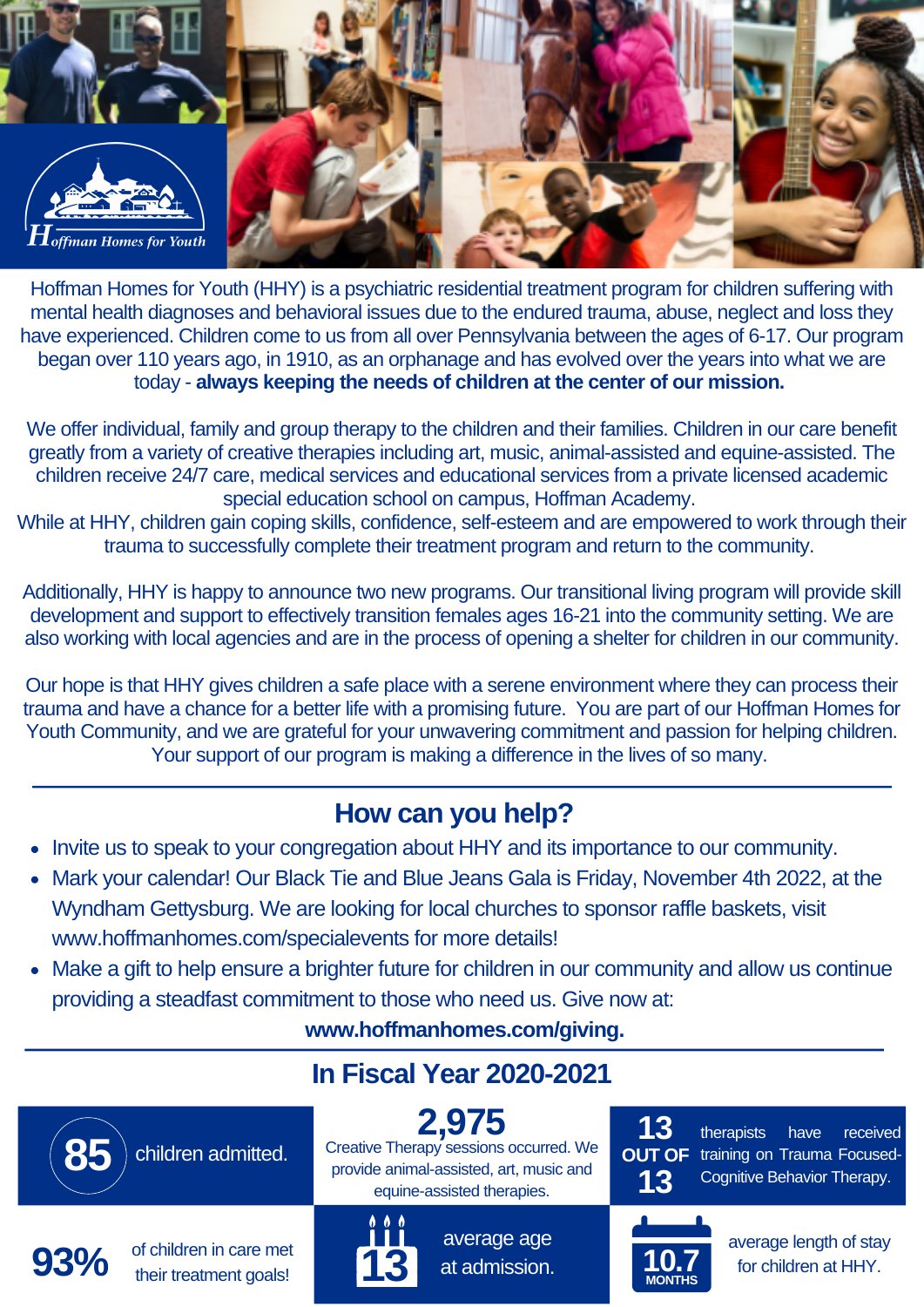Hoffman Homes for Youth

Hoffman Homes for Youth (HHY) is a psychiatric residential treatment program for children suffering with mental health diagnoses and behavioral issues due to the endured trauma, abuse, neglect and loss they have experienced. Children come to us from all over Pennsylvania between the ages of 6-17. Our program began over 110 years ago, in 1910, as an orphanage and has evolved over the years into what we are today - **always keeping the needs of children at the center of our mission.**

We offer individual, family and group therapy to the children and their families. Children in our care benefit greatly from a variety of creative therapies including art, music, animal-assisted and equine-assisted. The children receive 24/7 care, medical services and educational services from a private licensed academic special education school on campus, Hoffman Academy.
While at HHY, children gain coping skills, confidence, self-esteem and are empowered to work through their trauma to successfully complete their treatment program and return to the community.

Additionally, HHY is happy to announce two new programs. Our transitional living program will provide skill development and support to effectively transition females ages 16-21 into the community setting. We are also working with local agencies and are in the process of opening a shelter for children in our community.

Our hope is that HHY gives children a safe place with a serene environment where they can process their trauma and have a chance for a better life with a promising future. You are part of our Hoffman Homes for Youth Community, and we are grateful for your unwavering commitment and passion for helping children. Your support of our program is making a difference in the lives of so many.

## How can you help?

- Invite us to speak to your congregation about HHY and its importance to our community.
- Mark your calendar! Our Black Tie and Blue Jeans Gala is Friday, November 4th 2022, at the Wyndham Gettysburg. We are looking for local churches to sponsor raffle baskets, visit www.hoffmanhomes.com/specialevents for more details!
- Make a gift to help ensure a brighter future for children in our community and allow us continue providing a steadfast commitment to those who need us. Give now at:

**www.hoffmanhomes.com/giving.**

## In Fiscal Year 2020-2021

**85** children admitted.

**2,975** Creative Therapy sessions occurred. We provide animal-assisted, art, music and equine-assisted therapies.

**13 OUT OF 13** therapists have received training on Trauma Focused-Cognitive Behavior Therapy.

**93%** of children in care met their treatment goals!

**13** average age at admission.

**10.7 MONTHS** average length of stay for children at HHY.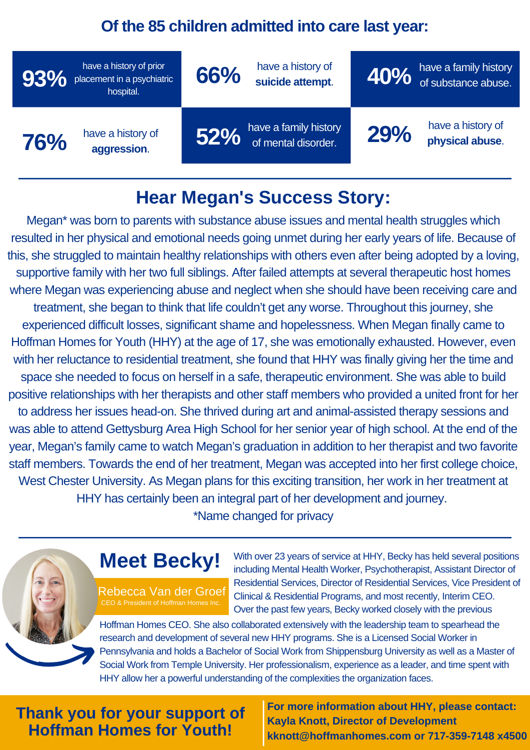## Of the 85 children admitted into care last year:

**93%** have a history of prior placement in a psychiatric hospital.

**66%** have a history of **suicide attempt**.

**40%** have a family history of substance abuse.

**76%** have a history of **aggression**.

**52%** have a family history of mental disorder.

**29%** have a history of **physical abuse**.

---

## Hear Megan's Success Story:

Megan* was born to parents with substance abuse issues and mental health struggles which resulted in her physical and emotional needs going unmet during her early years of life. Because of this, she struggled to maintain healthy relationships with others even after being adopted by a loving, supportive family with her two full siblings. After failed attempts at several therapeutic host homes where Megan was experiencing abuse and neglect when she should have been receiving care and treatment, she began to think that life couldn't get any worse. Throughout this journey, she experienced difficult losses, significant shame and hopelessness. When Megan finally came to Hoffman Homes for Youth (HHY) at the age of 17, she was emotionally exhausted. However, even with her reluctance to residential treatment, she found that HHY was finally giving her the time and space she needed to focus on herself in a safe, therapeutic environment. She was able to build positive relationships with her therapists and other staff members who provided a united front for her to address her issues head-on. She thrived during art and animal-assisted therapy sessions and was able to attend Gettysburg Area High School for her senior year of high school. At the end of the year, Megan's family came to watch Megan's graduation in addition to her therapist and two favorite staff members. Towards the end of her treatment, Megan was accepted into her first college choice, West Chester University. As Megan plans for this exciting transition, her work in her treatment at HHY has certainly been an integral part of her development and journey.

*Name changed for privacy

---

## Meet Becky!

Rebecca Van der Groef
CEO & President of Hoffman Homes Inc.

With over 23 years of service at HHY, Becky has held several positions including Mental Health Worker, Psychotherapist, Assistant Director of Residential Services, Director of Residential Services, Vice President of Clinical & Residential Programs, and most recently, Interim CEO. Over the past few years, Becky worked closely with the previous Hoffman Homes CEO. She also collaborated extensively with the leadership team to spearhead the research and development of several new HHY programs. She is a Licensed Social Worker in Pennsylvania and holds a Bachelor of Social Work from Shippensburg University as well as a Master of Social Work from Temple University. Her professionalism, experience as a leader, and time spent with HHY allow her a powerful understanding of the complexities the organization faces.

**Thank you for your support of Hoffman Homes for Youth!**

**For more information about HHY, please contact:**
**Kayla Knott, Director of Development**
**kknott@hoffmanhomes.com or 717-359-7148 x4500**